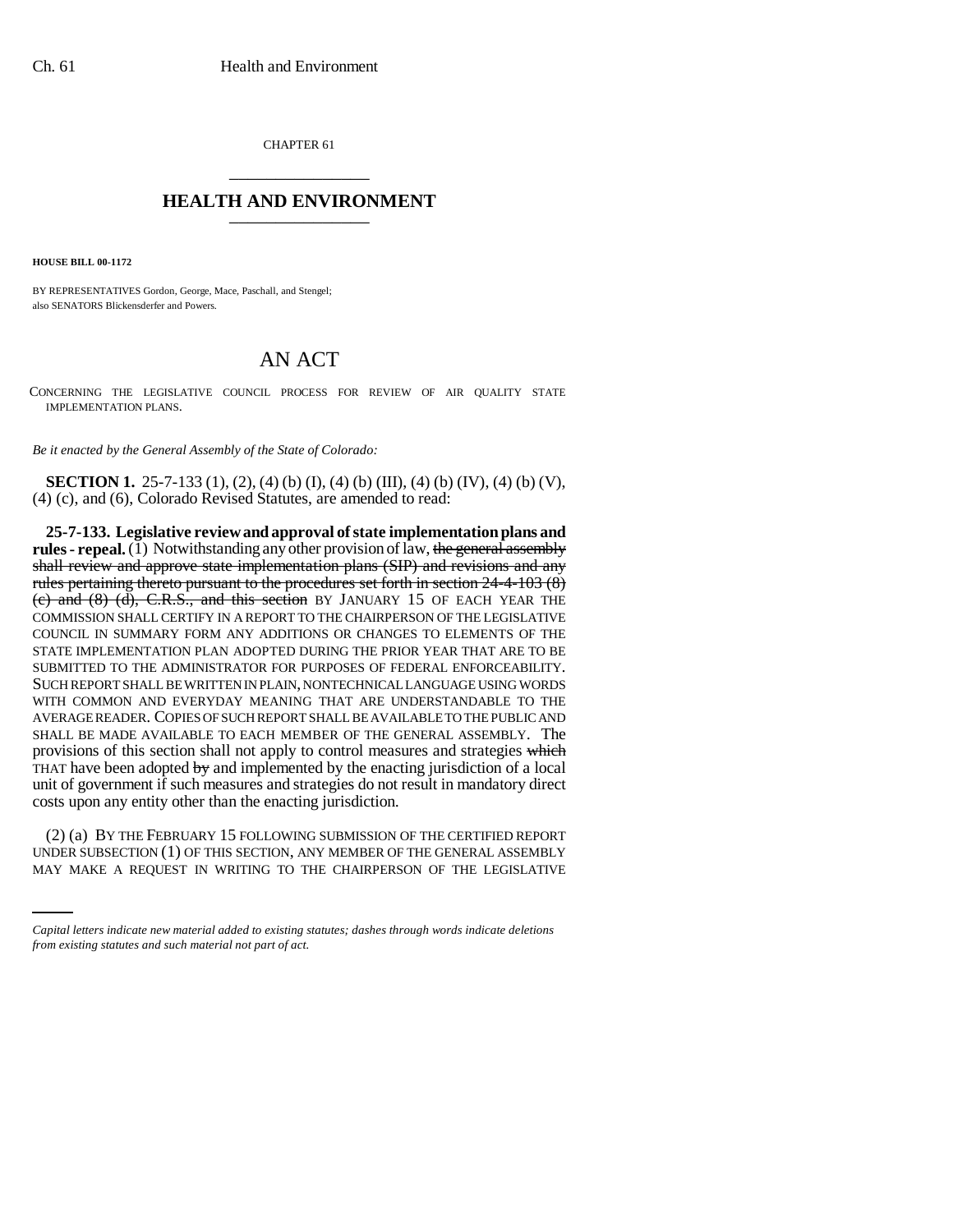CHAPTER 61

# HEALTH AND ENVIRONMENT

**HOUSE BILL 00-1172**

BY REPRESENTATIVES Gordon, George, Mace, Paschall, and Stengel;
also SENATORS Blickensderfer and Powers.

# AN ACT

CONCERNING THE LEGISLATIVE COUNCIL PROCESS FOR REVIEW OF AIR QUALITY STATE IMPLEMENTATION PLANS.

*Be it enacted by the General Assembly of the State of Colorado:*

**SECTION 1.** 25-7-133 (1), (2), (4) (b) (I), (4) (b) (III), (4) (b) (IV), (4) (b) (V), (4) (c), and (6), Colorado Revised Statutes, are amended to read:

**25-7-133. Legislative review and approval of state implementation plans and rules - repeal.** (1) Notwithstanding any other provision of law, ~~the general assembly shall review and approve state implementation plans (SIP) and revisions and any rules pertaining thereto pursuant to the procedures set forth in section 24-4-103 (8) (c) and (8) (d), C.R.S., and this section~~ BY JANUARY 15 OF EACH YEAR THE COMMISSION SHALL CERTIFY IN A REPORT TO THE CHAIRPERSON OF THE LEGISLATIVE COUNCIL IN SUMMARY FORM ANY ADDITIONS OR CHANGES TO ELEMENTS OF THE STATE IMPLEMENTATION PLAN ADOPTED DURING THE PRIOR YEAR THAT ARE TO BE SUBMITTED TO THE ADMINISTRATOR FOR PURPOSES OF FEDERAL ENFORCEABILITY. SUCH REPORT SHALL BE WRITTEN IN PLAIN, NONTECHNICAL LANGUAGE USING WORDS WITH COMMON AND EVERYDAY MEANING THAT ARE UNDERSTANDABLE TO THE AVERAGE READER. COPIES OF SUCH REPORT SHALL BE AVAILABLE TO THE PUBLIC AND SHALL BE MADE AVAILABLE TO EACH MEMBER OF THE GENERAL ASSEMBLY. The provisions of this section shall not apply to control measures and strategies ~~which~~ THAT have been adopted ~~by~~ and implemented by the enacting jurisdiction of a local unit of government if such measures and strategies do not result in mandatory direct costs upon any entity other than the enacting jurisdiction.

(2) (a) BY THE FEBRUARY 15 FOLLOWING SUBMISSION OF THE CERTIFIED REPORT UNDER SUBSECTION (1) OF THIS SECTION, ANY MEMBER OF THE GENERAL ASSEMBLY MAY MAKE A REQUEST IN WRITING TO THE CHAIRPERSON OF THE LEGISLATIVE

*Capital letters indicate new material added to existing statutes; dashes through words indicate deletions from existing statutes and such material not part of act.*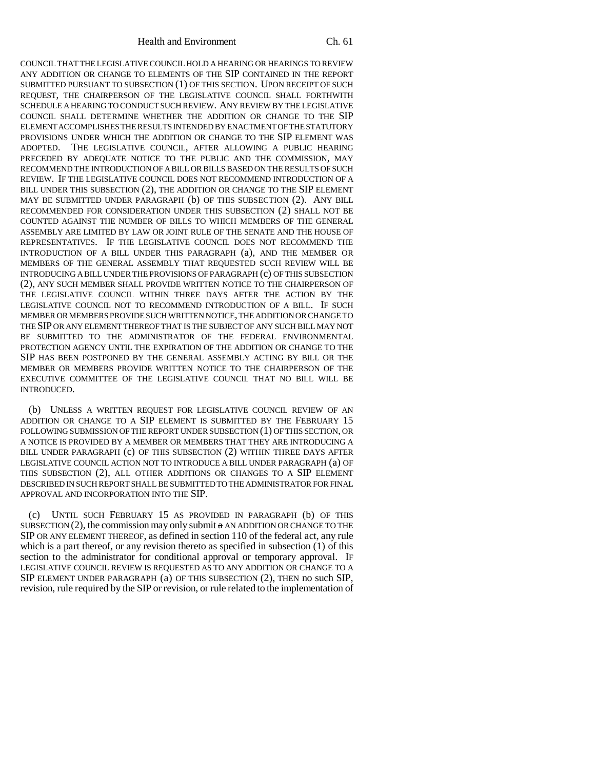COUNCIL THAT THE LEGISLATIVE COUNCIL HOLD A HEARING OR HEARINGS TO REVIEW ANY ADDITION OR CHANGE TO ELEMENTS OF THE SIP CONTAINED IN THE REPORT SUBMITTED PURSUANT TO SUBSECTION (1) OF THIS SECTION. UPON RECEIPT OF SUCH REQUEST, THE CHAIRPERSON OF THE LEGISLATIVE COUNCIL SHALL FORTHWITH SCHEDULE A HEARING TO CONDUCT SUCH REVIEW. ANY REVIEW BY THE LEGISLATIVE COUNCIL SHALL DETERMINE WHETHER THE ADDITION OR CHANGE TO THE SIP ELEMENT ACCOMPLISHES THE RESULTS INTENDED BY ENACTMENT OF THE STATUTORY PROVISIONS UNDER WHICH THE ADDITION OR CHANGE TO THE SIP ELEMENT WAS ADOPTED. THE LEGISLATIVE COUNCIL, AFTER ALLOWING A PUBLIC HEARING PRECEDED BY ADEQUATE NOTICE TO THE PUBLIC AND THE COMMISSION, MAY RECOMMEND THE INTRODUCTION OF A BILL OR BILLS BASED ON THE RESULTS OF SUCH REVIEW. IF THE LEGISLATIVE COUNCIL DOES NOT RECOMMEND INTRODUCTION OF A BILL UNDER THIS SUBSECTION (2), THE ADDITION OR CHANGE TO THE SIP ELEMENT MAY BE SUBMITTED UNDER PARAGRAPH (b) OF THIS SUBSECTION (2). ANY BILL RECOMMENDED FOR CONSIDERATION UNDER THIS SUBSECTION (2) SHALL NOT BE COUNTED AGAINST THE NUMBER OF BILLS TO WHICH MEMBERS OF THE GENERAL ASSEMBLY ARE LIMITED BY LAW OR JOINT RULE OF THE SENATE AND THE HOUSE OF REPRESENTATIVES. IF THE LEGISLATIVE COUNCIL DOES NOT RECOMMEND THE INTRODUCTION OF A BILL UNDER THIS PARAGRAPH (a), AND THE MEMBER OR MEMBERS OF THE GENERAL ASSEMBLY THAT REQUESTED SUCH REVIEW WILL BE INTRODUCING A BILL UNDER THE PROVISIONS OF PARAGRAPH (c) OF THIS SUBSECTION (2), ANY SUCH MEMBER SHALL PROVIDE WRITTEN NOTICE TO THE CHAIRPERSON OF THE LEGISLATIVE COUNCIL WITHIN THREE DAYS AFTER THE ACTION BY THE LEGISLATIVE COUNCIL NOT TO RECOMMEND INTRODUCTION OF A BILL. IF SUCH MEMBER OR MEMBERS PROVIDE SUCH WRITTEN NOTICE, THE ADDITION OR CHANGE TO THE SIP OR ANY ELEMENT THEREOF THAT IS THE SUBJECT OF ANY SUCH BILL MAY NOT BE SUBMITTED TO THE ADMINISTRATOR OF THE FEDERAL ENVIRONMENTAL PROTECTION AGENCY UNTIL THE EXPIRATION OF THE ADDITION OR CHANGE TO THE SIP HAS BEEN POSTPONED BY THE GENERAL ASSEMBLY ACTING BY BILL OR THE MEMBER OR MEMBERS PROVIDE WRITTEN NOTICE TO THE CHAIRPERSON OF THE EXECUTIVE COMMITTEE OF THE LEGISLATIVE COUNCIL THAT NO BILL WILL BE INTRODUCED.

(b) UNLESS A WRITTEN REQUEST FOR LEGISLATIVE COUNCIL REVIEW OF AN ADDITION OR CHANGE TO A SIP ELEMENT IS SUBMITTED BY THE FEBRUARY 15 FOLLOWING SUBMISSION OF THE REPORT UNDER SUBSECTION (1) OF THIS SECTION, OR A NOTICE IS PROVIDED BY A MEMBER OR MEMBERS THAT THEY ARE INTRODUCING A BILL UNDER PARAGRAPH (c) OF THIS SUBSECTION (2) WITHIN THREE DAYS AFTER LEGISLATIVE COUNCIL ACTION NOT TO INTRODUCE A BILL UNDER PARAGRAPH (a) OF THIS SUBSECTION (2), ALL OTHER ADDITIONS OR CHANGES TO A SIP ELEMENT DESCRIBED IN SUCH REPORT SHALL BE SUBMITTED TO THE ADMINISTRATOR FOR FINAL APPROVAL AND INCORPORATION INTO THE SIP.

(c) UNTIL SUCH FEBRUARY 15 AS PROVIDED IN PARAGRAPH (b) OF THIS SUBSECTION (2), the commission may only submit ~~a~~ AN ADDITION OR CHANGE TO THE SIP OR ANY ELEMENT THEREOF, as defined in section 110 of the federal act, any rule which is a part thereof, or any revision thereto as specified in subsection (1) of this section to the administrator for conditional approval or temporary approval. IF LEGISLATIVE COUNCIL REVIEW IS REQUESTED AS TO ANY ADDITION OR CHANGE TO A SIP ELEMENT UNDER PARAGRAPH (a) OF THIS SUBSECTION (2), THEN no such SIP, revision, rule required by the SIP or revision, or rule related to the implementation of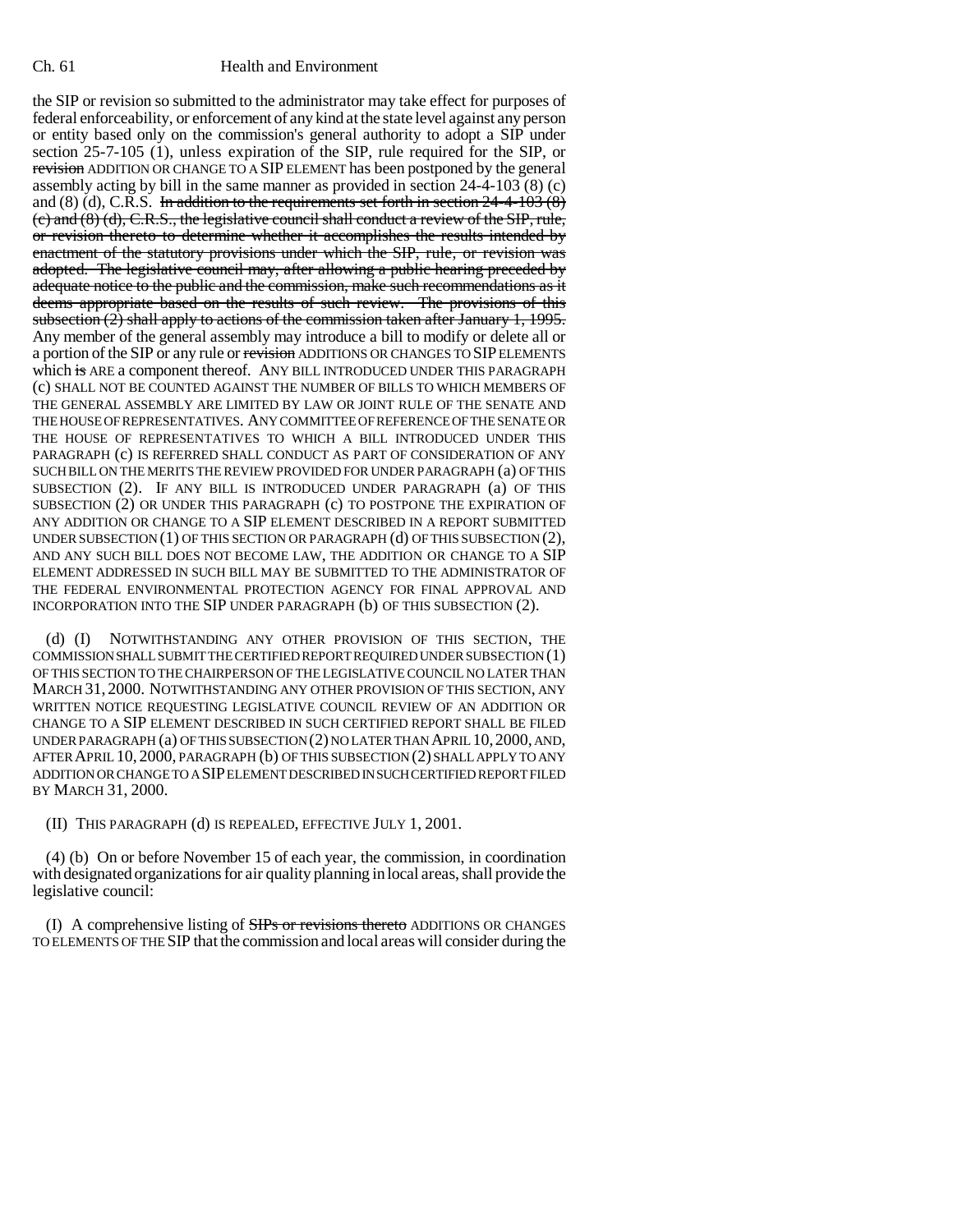the SIP or revision so submitted to the administrator may take effect for purposes of federal enforceability, or enforcement of any kind at the state level against any person or entity based only on the commission's general authority to adopt a SIP under section 25-7-105 (1), unless expiration of the SIP, rule required for the SIP, or ~~revision~~ ADDITION OR CHANGE TO A SIP ELEMENT has been postponed by the general assembly acting by bill in the same manner as provided in section 24-4-103 (8) (c) and (8) (d), C.R.S. ~~In addition to the requirements set forth in section 24-4-103 (8) (c) and (8) (d), C.R.S., the legislative council shall conduct a review of the SIP, rule, or revision thereto to determine whether it accomplishes the results intended by enactment of the statutory provisions under which the SIP, rule, or revision was adopted. The legislative council may, after allowing a public hearing preceded by adequate notice to the public and the commission, make such recommendations as it deems appropriate based on the results of such review. The provisions of this subsection (2) shall apply to actions of the commission taken after January 1, 1995.~~ Any member of the general assembly may introduce a bill to modify or delete all or a portion of the SIP or any rule or ~~revision~~ ADDITIONS OR CHANGES TO SIP ELEMENTS which ~~is~~ ARE a component thereof. ANY BILL INTRODUCED UNDER THIS PARAGRAPH (c) SHALL NOT BE COUNTED AGAINST THE NUMBER OF BILLS TO WHICH MEMBERS OF THE GENERAL ASSEMBLY ARE LIMITED BY LAW OR JOINT RULE OF THE SENATE AND THE HOUSE OF REPRESENTATIVES. ANY COMMITTEE OF REFERENCE OF THE SENATE OR THE HOUSE OF REPRESENTATIVES TO WHICH A BILL INTRODUCED UNDER THIS PARAGRAPH (c) IS REFERRED SHALL CONDUCT AS PART OF CONSIDERATION OF ANY SUCH BILL ON THE MERITS THE REVIEW PROVIDED FOR UNDER PARAGRAPH (a) OF THIS SUBSECTION (2). IF ANY BILL IS INTRODUCED UNDER PARAGRAPH (a) OF THIS SUBSECTION (2) OR UNDER THIS PARAGRAPH (c) TO POSTPONE THE EXPIRATION OF ANY ADDITION OR CHANGE TO A SIP ELEMENT DESCRIBED IN A REPORT SUBMITTED UNDER SUBSECTION (1) OF THIS SECTION OR PARAGRAPH (d) OF THIS SUBSECTION (2), AND ANY SUCH BILL DOES NOT BECOME LAW, THE ADDITION OR CHANGE TO A SIP ELEMENT ADDRESSED IN SUCH BILL MAY BE SUBMITTED TO THE ADMINISTRATOR OF THE FEDERAL ENVIRONMENTAL PROTECTION AGENCY FOR FINAL APPROVAL AND INCORPORATION INTO THE SIP UNDER PARAGRAPH (b) OF THIS SUBSECTION (2).

(d) (I) NOTWITHSTANDING ANY OTHER PROVISION OF THIS SECTION, THE COMMISSION SHALL SUBMIT THE CERTIFIED REPORT REQUIRED UNDER SUBSECTION (1) OF THIS SECTION TO THE CHAIRPERSON OF THE LEGISLATIVE COUNCIL NO LATER THAN MARCH 31, 2000. NOTWITHSTANDING ANY OTHER PROVISION OF THIS SECTION, ANY WRITTEN NOTICE REQUESTING LEGISLATIVE COUNCIL REVIEW OF AN ADDITION OR CHANGE TO A SIP ELEMENT DESCRIBED IN SUCH CERTIFIED REPORT SHALL BE FILED UNDER PARAGRAPH (a) OF THIS SUBSECTION (2) NO LATER THAN APRIL 10, 2000, AND, AFTER APRIL 10, 2000, PARAGRAPH (b) OF THIS SUBSECTION (2) SHALL APPLY TO ANY ADDITION OR CHANGE TO A SIP ELEMENT DESCRIBED IN SUCH CERTIFIED REPORT FILED BY MARCH 31, 2000.

(II) THIS PARAGRAPH (d) IS REPEALED, EFFECTIVE JULY 1, 2001.

(4) (b) On or before November 15 of each year, the commission, in coordination with designated organizations for air quality planning in local areas, shall provide the legislative council:

(I) A comprehensive listing of ~~SIPs or revisions thereto~~ ADDITIONS OR CHANGES TO ELEMENTS OF THE SIP that the commission and local areas will consider during the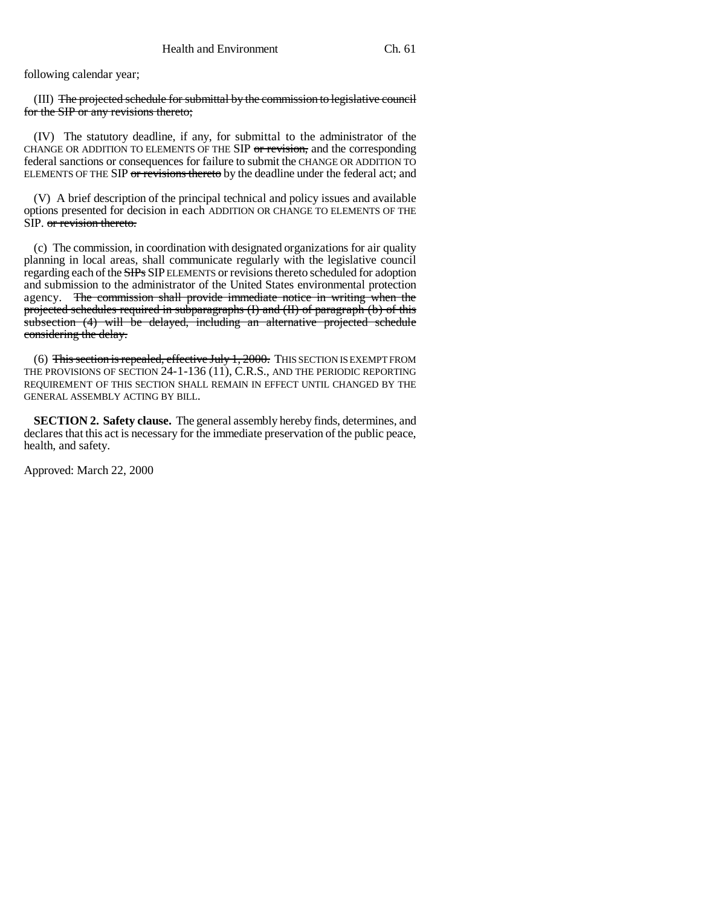following calendar year;

(III) ~~The projected schedule for submittal by the commission to legislative council for the SIP or any revisions thereto;~~

(IV) The statutory deadline, if any, for submittal to the administrator of the CHANGE OR ADDITION TO ELEMENTS OF THE SIP ~~or revision,~~ and the corresponding federal sanctions or consequences for failure to submit the CHANGE OR ADDITION TO ELEMENTS OF THE SIP ~~or revisions thereto~~ by the deadline under the federal act; and

(V) A brief description of the principal technical and policy issues and available options presented for decision in each ADDITION OR CHANGE TO ELEMENTS OF THE SIP. ~~or revision thereto.~~

(c) The commission, in coordination with designated organizations for air quality planning in local areas, shall communicate regularly with the legislative council regarding each of the ~~SIPs~~ SIP ELEMENTS or revisions thereto scheduled for adoption and submission to the administrator of the United States environmental protection agency. ~~The commission shall provide immediate notice in writing when the projected schedules required in subparagraphs (I) and (II) of paragraph (b) of this subsection (4) will be delayed, including an alternative projected schedule considering the delay.~~

(6) ~~This section is repealed, effective July 1, 2000.~~ THIS SECTION IS EXEMPT FROM THE PROVISIONS OF SECTION 24-1-136 (11), C.R.S., AND THE PERIODIC REPORTING REQUIREMENT OF THIS SECTION SHALL REMAIN IN EFFECT UNTIL CHANGED BY THE GENERAL ASSEMBLY ACTING BY BILL.

**SECTION 2. Safety clause.** The general assembly hereby finds, determines, and declares that this act is necessary for the immediate preservation of the public peace, health, and safety.

Approved: March 22, 2000